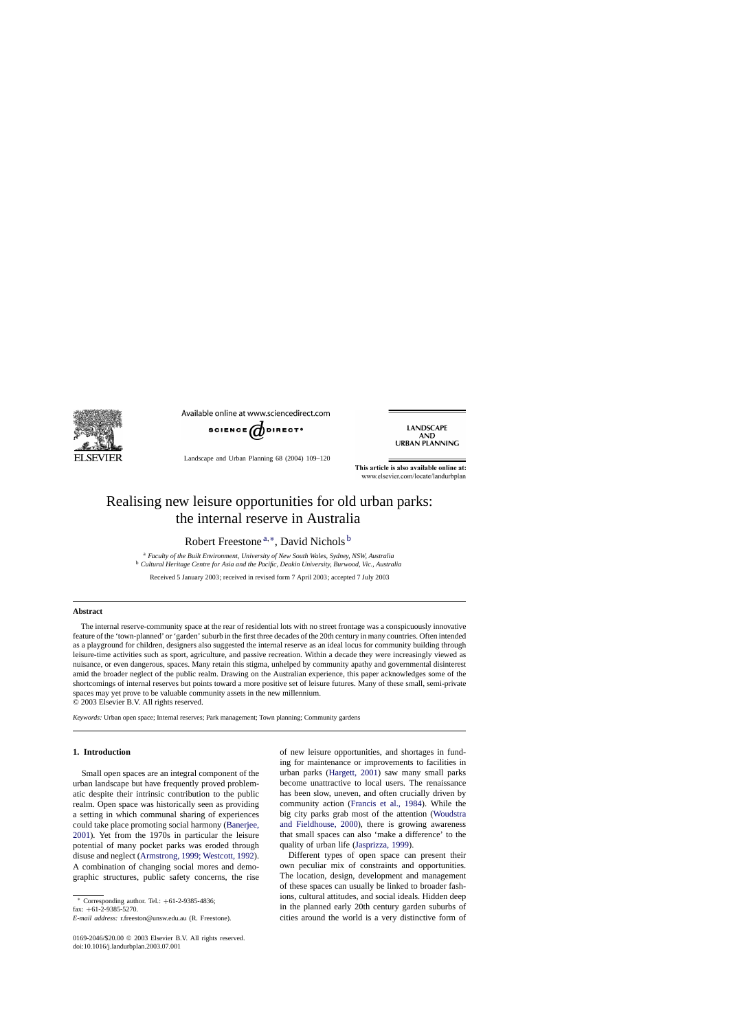# Realising new leisure opportunities for old urban parks: the internal reserve in Australia

Robert Freestone[a,*], David Nichols[b]

[a] *Faculty of the Built Environment, University of New South Wales, Sydney, NSW, Australia*
[b] *Cultural Heritage Centre for Asia and the Pacific, Deakin University, Burwood, Vic., Australia*

Received 5 January 2003; received in revised form 7 April 2003; accepted 7 July 2003

## Abstract

The internal reserve-community space at the rear of residential lots with no street frontage was a conspicuously innovative feature of the 'town-planned' or 'garden' suburb in the first three decades of the 20th century in many countries. Often intended as a playground for children, designers also suggested the internal reserve as an ideal locus for community building through leisure-time activities such as sport, agriculture, and passive recreation. Within a decade they were increasingly viewed as nuisance, or even dangerous, spaces. Many retain this stigma, unhelped by community apathy and governmental disinterest amid the broader neglect of the public realm. Drawing on the Australian experience, this paper acknowledges some of the shortcomings of internal reserves but points toward a more positive set of leisure futures. Many of these small, semi-private spaces may yet prove to be valuable community assets in the new millennium.
© 2003 Elsevier B.V. All rights reserved.

*Keywords:* Urban open space; Internal reserves; Park management; Town planning; Community gardens

## 1. Introduction

Small open spaces are an integral component of the urban landscape but have frequently proved problematic despite their intrinsic contribution to the public realm. Open space was historically seen as providing a setting in which communal sharing of experiences could take place promoting social harmony (Banerjee, 2001). Yet from the 1970s in particular the leisure potential of many pocket parks was eroded through disuse and neglect (Armstrong, 1999; Westcott, 1992). A combination of changing social mores and demographic structures, public safety concerns, the rise of new leisure opportunities, and shortages in funding for maintenance or improvements to facilities in urban parks (Hargett, 2001) saw many small parks become unattractive to local users. The renaissance has been slow, uneven, and often crucially driven by community action (Francis et al., 1984). While the big city parks grab most of the attention (Woudstra and Fieldhouse, 2000), there is growing awareness that small spaces can also 'make a difference' to the quality of urban life (Jasprizza, 1999).

Different types of open space can present their own peculiar mix of constraints and opportunities. The location, design, development and management of these spaces can usually be linked to broader fashions, cultural attitudes, and social ideals. Hidden deep in the planned early 20th century garden suburbs of cities around the world is a very distinctive form of

---

* Corresponding author. Tel.: +61-2-9385-4836; fax: +61-2-9385-5270.
*E-mail address:* r.freeston@unsw.edu.au (R. Freestone).

0169-2046/$20.00 © 2003 Elsevier B.V. All rights reserved.
doi:10.1016/j.landurbplan.2003.07.001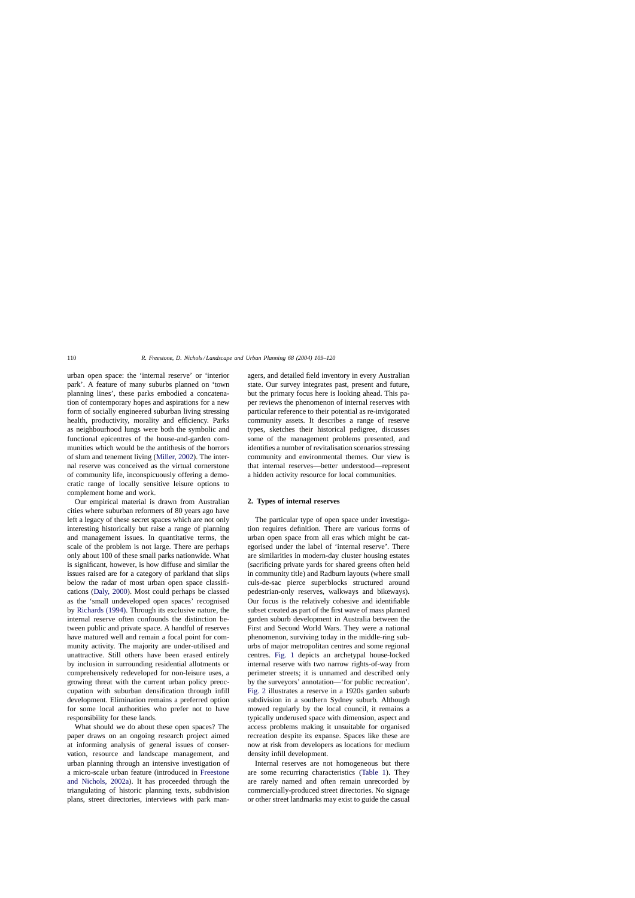urban open space: the 'internal reserve' or 'interior park'. A feature of many suburbs planned on 'town planning lines', these parks embodied a concatenation of contemporary hopes and aspirations for a new form of socially engineered suburban living stressing health, productivity, morality and efficiency. Parks as neighbourhood lungs were both the symbolic and functional epicentres of the house-and-garden communities which would be the antithesis of the horrors of slum and tenement living (Miller, 2002). The internal reserve was conceived as the virtual cornerstone of community life, inconspicuously offering a democratic range of locally sensitive leisure options to complement home and work.

Our empirical material is drawn from Australian cities where suburban reformers of 80 years ago have left a legacy of these secret spaces which are not only interesting historically but raise a range of planning and management issues. In quantitative terms, the scale of the problem is not large. There are perhaps only about 100 of these small parks nationwide. What is significant, however, is how diffuse and similar the issues raised are for a category of parkland that slips below the radar of most urban open space classifications (Daly, 2000). Most could perhaps be classed as the 'small undeveloped open spaces' recognised by Richards (1994). Through its exclusive nature, the internal reserve often confounds the distinction between public and private space. A handful of reserves have matured well and remain a focal point for community activity. The majority are under-utilised and unattractive. Still others have been erased entirely by inclusion in surrounding residential allotments or comprehensively redeveloped for non-leisure uses, a growing threat with the current urban policy preoccupation with suburban densification through infill development. Elimination remains a preferred option for some local authorities who prefer not to have responsibility for these lands.

What should we do about these open spaces? The paper draws on an ongoing research project aimed at informing analysis of general issues of conservation, resource and landscape management, and urban planning through an intensive investigation of a micro-scale urban feature (introduced in Freestone and Nichols, 2002a). It has proceeded through the triangulating of historic planning texts, subdivision plans, street directories, interviews with park managers, and detailed field inventory in every Australian state. Our survey integrates past, present and future, but the primary focus here is looking ahead. This paper reviews the phenomenon of internal reserves with particular reference to their potential as re-invigorated community assets. It describes a range of reserve types, sketches their historical pedigree, discusses some of the management problems presented, and identifies a number of revitalisation scenarios stressing community and environmental themes. Our view is that internal reserves—better understood—represent a hidden activity resource for local communities.

## 2. Types of internal reserves

The particular type of open space under investigation requires definition. There are various forms of urban open space from all eras which might be categorised under the label of 'internal reserve'. There are similarities in modern-day cluster housing estates (sacrificing private yards for shared greens often held in community title) and Radburn layouts (where small culs-de-sac pierce superblocks structured around pedestrian-only reserves, walkways and bikeways). Our focus is the relatively cohesive and identifiable subset created as part of the first wave of mass planned garden suburb development in Australia between the First and Second World Wars. They were a national phenomenon, surviving today in the middle-ring suburbs of major metropolitan centres and some regional centres. Fig. 1 depicts an archetypal house-locked internal reserve with two narrow rights-of-way from perimeter streets; it is unnamed and described only by the surveyors' annotation—'for public recreation'. Fig. 2 illustrates a reserve in a 1920s garden suburb subdivision in a southern Sydney suburb. Although mowed regularly by the local council, it remains a typically underused space with dimension, aspect and access problems making it unsuitable for organised recreation despite its expanse. Spaces like these are now at risk from developers as locations for medium density infill development.

Internal reserves are not homogeneous but there are some recurring characteristics (Table 1). They are rarely named and often remain unrecorded by commercially-produced street directories. No signage or other street landmarks may exist to guide the casual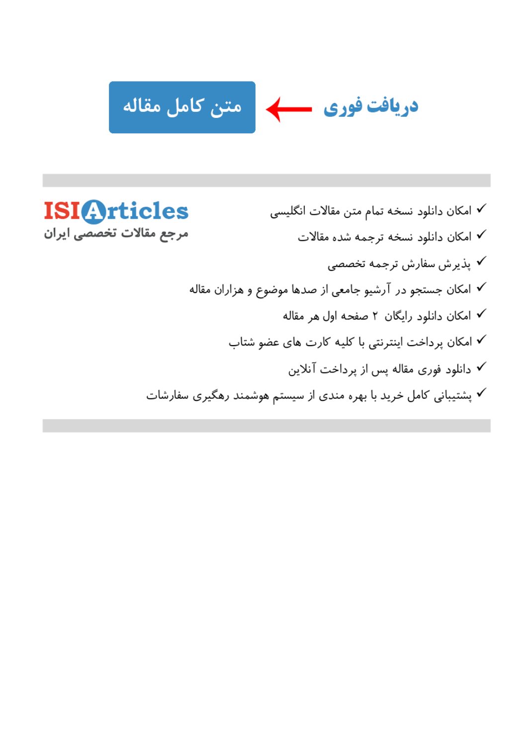دریافت فوری ← متن کامل مقاله

**ISIArticles**
مرجع مقالات تخصصی ایران

- ✓ امکان دانلود نسخه تمام متن مقالات انگلیسی
- ✓ امکان دانلود نسخه ترجمه شده مقالات
- ✓ پذیرش سفارش ترجمه تخصصی
- ✓ امکان جستجو در آرشیو جامعی از صدها موضوع و هزاران مقاله
- ✓ امکان دانلود رایگان ۲ صفحه اول هر مقاله
- ✓ امکان پرداخت اینترنتی با کلیه کارت های عضو شتاب
- ✓ دانلود فوری مقاله پس از پرداخت آنلاین
- ✓ پشتیبانی کامل خرید با بهره مندی از سیستم هوشمند رهگیری سفارشات